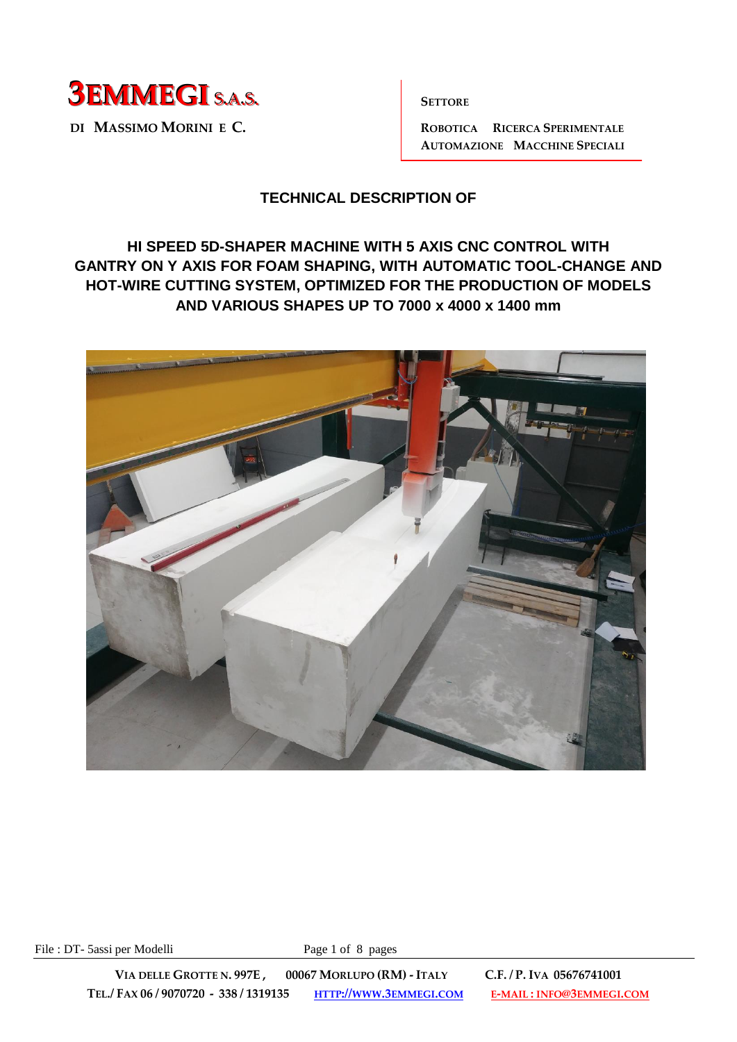**3EMMEGI S.A.S.**

DI MASSIMO MORINI E C.

SETTORE

ROBOTICA RICERCA SPERIMENTALE
AUTOMAZIONE MACCHINE SPECIALI

# TECHNICAL DESCRIPTION OF

## HI SPEED 5D-SHAPER MACHINE WITH 5 AXIS CNC CONTROL WITH GANTRY ON Y AXIS FOR FOAM SHAPING, WITH AUTOMATIC TOOL-CHANGE AND HOT-WIRE CUTTING SYSTEM, OPTIMIZED FOR THE PRODUCTION OF MODELS AND VARIOUS SHAPES UP TO 7000 x 4000 x 1400 mm

File : DT- 5assi per Modelli

VIA DELLE GROTTE N. 997E , 00067 MORLUPO (RM) - ITALY C.F. / P. IVA 05676741001
TEL./ FAX 06 / 9070720 - 338 / 1319135 HTTP://WWW.3EMMEGI.COM E-MAIL : INFO@3EMMEGI.COM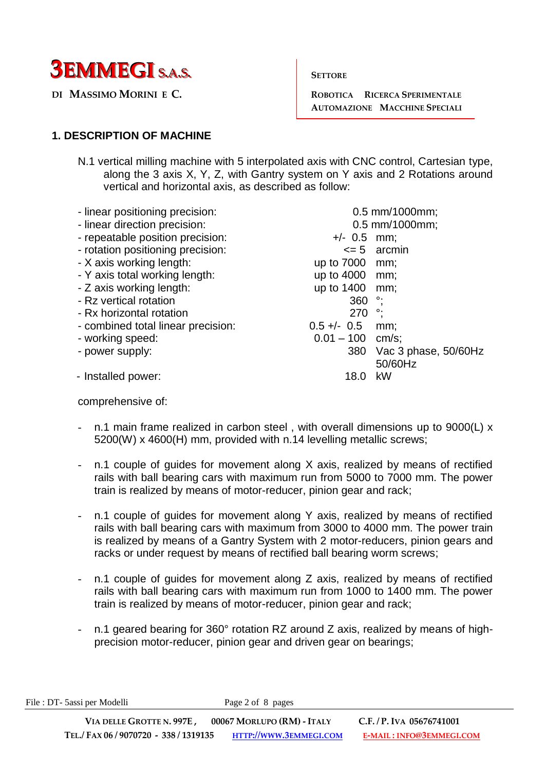## 1. DESCRIPTION OF MACHINE

N.1 vertical milling machine with 5 interpolated axis with CNC control, Cartesian type, along the 3 axis X, Y, Z, with Gantry system on Y axis and 2 Rotations around vertical and horizontal axis, as described as follow:

| | | |
|---|---|---|
| - linear positioning precision: | 0.5 mm/1000mm; | |
| - linear direction precision: | 0.5 mm/1000mm; | |
| - repeatable position precision: | +/- 0.5 | mm; |
| - rotation positioning precision: | <= 5 | arcmin |
| - X axis working length: | up to 7000 | mm; |
| - Y axis total working length: | up to 4000 | mm; |
| - Z axis working length: | up to 1400 | mm; |
| - Rz vertical rotation | 360 | °; |
| - Rx horizontal rotation | 270 | °; |
| - combined total linear precision: | 0.5 +/- 0.5 | mm; |
| - working speed: | 0.01 – 100 | cm/s; |
| - power supply: | 380 | Vac 3 phase, 50/60Hz 50/60Hz |
| - Installed power: | 18.0 | kW |

comprehensive of:

- n.1 main frame realized in carbon steel , with overall dimensions up to 9000(L) x 5200(W) x 4600(H) mm, provided with n.14 levelling metallic screws;
- n.1 couple of guides for movement along X axis, realized by means of rectified rails with ball bearing cars with maximum run from 5000 to 7000 mm. The power train is realized by means of motor-reducer, pinion gear and rack;
- n.1 couple of guides for movement along Y axis, realized by means of rectified rails with ball bearing cars with maximum from 3000 to 4000 mm. The power train is realized by means of a Gantry System with 2 motor-reducers, pinion gears and racks or under request by means of rectified ball bearing worm screws;
- n.1 couple of guides for movement along Z axis, realized by means of rectified rails with ball bearing cars with maximum run from 1000 to 1400 mm. The power train is realized by means of motor-reducer, pinion gear and rack;
- n.1 geared bearing for 360° rotation RZ around Z axis, realized by means of high-precision motor-reducer, pinion gear and driven gear on bearings;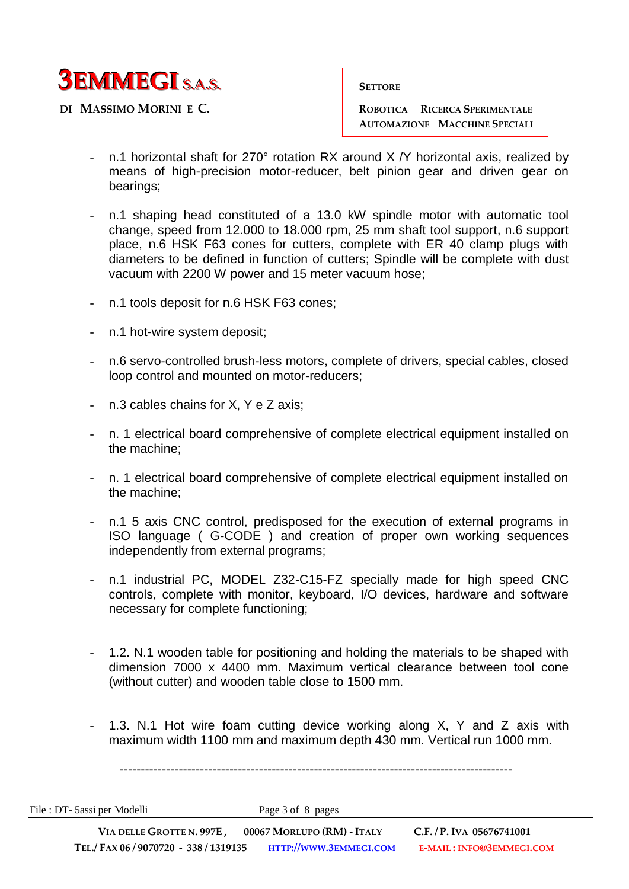- n.1 horizontal shaft for 270° rotation RX around X /Y horizontal axis, realized by means of high-precision motor-reducer, belt pinion gear and driven gear on bearings;

- n.1 shaping head constituted of a 13.0 kW spindle motor with automatic tool change, speed from 12.000 to 18.000 rpm, 25 mm shaft tool support, n.6 support place, n.6 HSK F63 cones for cutters, complete with ER 40 clamp plugs with diameters to be defined in function of cutters; Spindle will be complete with dust vacuum with 2200 W power and 15 meter vacuum hose;

- n.1 tools deposit for n.6 HSK F63 cones;

- n.1 hot-wire system deposit;

- n.6 servo-controlled brush-less motors, complete of drivers, special cables, closed loop control and mounted on motor-reducers;

- n.3 cables chains for X, Y e Z axis;

- n. 1 electrical board comprehensive of complete electrical equipment installed on the machine;

- n. 1 electrical board comprehensive of complete electrical equipment installed on the machine;

- n.1 5 axis CNC control, predisposed for the execution of external programs in ISO language ( G-CODE ) and creation of proper own working sequences independently from external programs;

- n.1 industrial PC, MODEL Z32-C15-FZ specially made for high speed CNC controls, complete with monitor, keyboard, I/O devices, hardware and software necessary for complete functioning;

- 1.2. N.1 wooden table for positioning and holding the materials to be shaped with dimension 7000 x 4400 mm. Maximum vertical clearance between tool cone (without cutter) and wooden table close to 1500 mm.

- 1.3. N.1 Hot wire foam cutting device working along X, Y and Z axis with maximum width 1100 mm and maximum depth 430 mm. Vertical run 1000 mm.

---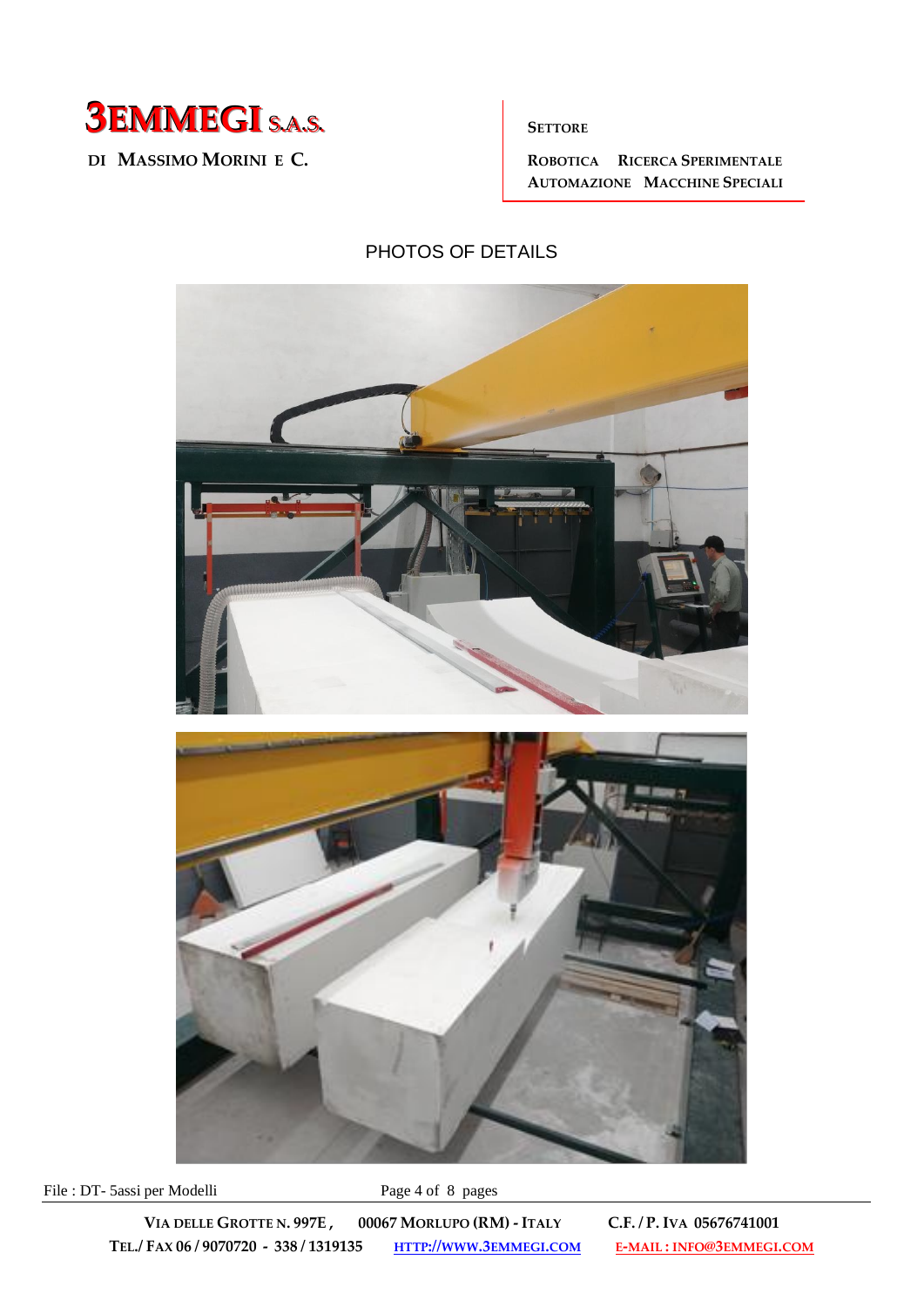PHOTOS OF DETAILS